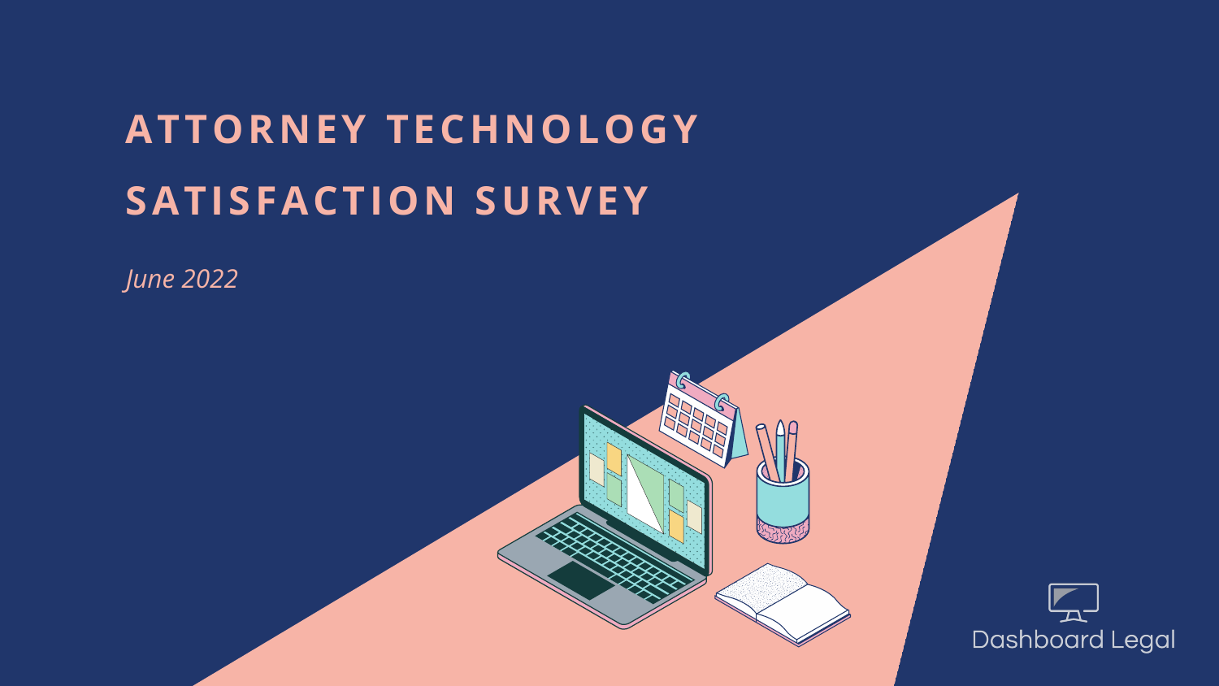# ATTORNEY TECHNOLOGY SATISFACTION SURVEY

*June 2022*

Dashboard Legal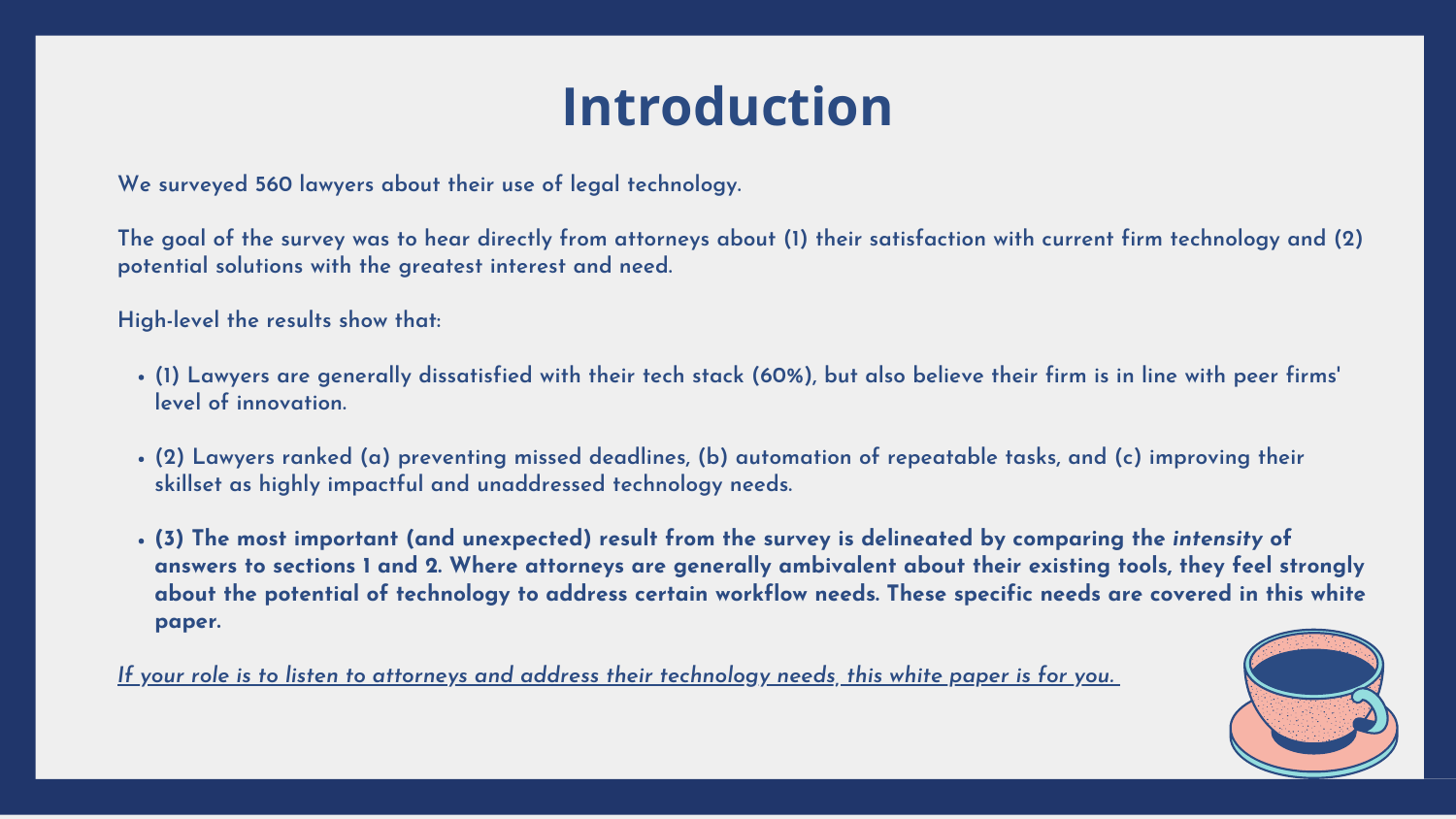# Introduction

We surveyed 560 lawyers about their use of legal technology.

The goal of the survey was to hear directly from attorneys about (1) their satisfaction with current firm technology and (2) potential solutions with the greatest interest and need.

High-level the results show that:

- (1) Lawyers are generally dissatisfied with their tech stack (60%), but also believe their firm is in line with peer firms' level of innovation.
- (2) Lawyers ranked (a) preventing missed deadlines, (b) automation of repeatable tasks, and (c) improving their skillset as highly impactful and unaddressed technology needs.
- **(3) The most important (and unexpected) result from the survey is delineated by comparing the *intensity* of answers to sections 1 and 2. Where attorneys are generally ambivalent about their existing tools, they feel strongly about the potential of technology to address certain workflow needs. These specific needs are covered in this white paper.**

*If your role is to listen to attorneys and address their technology needs, this white paper is for you.*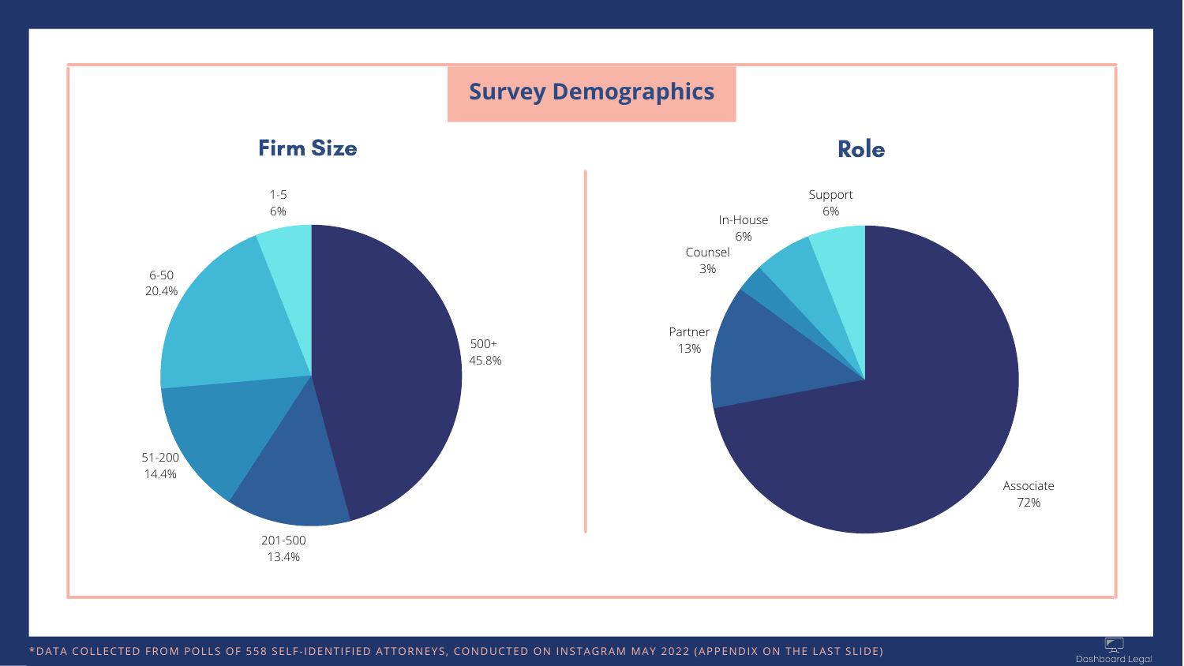# Survey Demographics

## Firm Size

| Firm Size | Percentage |
| --- | --- |
| 1-5 | 6% |
| 6-50 | 20.4% |
| 51-200 | 14.4% |
| 201-500 | 13.4% |
| 500+ | 45.8% |

## Role

| Role | Percentage |
| --- | --- |
| Support | 6% |
| In-House | 6% |
| Counsel | 3% |
| Partner | 13% |
| Associate | 72% |

*DATA COLLECTED FROM POLLS OF 558 SELF-IDENTIFIED ATTORNEYS, CONDUCTED ON INSTAGRAM MAY 2022 (APPENDIX ON THE LAST SLIDE)

Dashboard Legal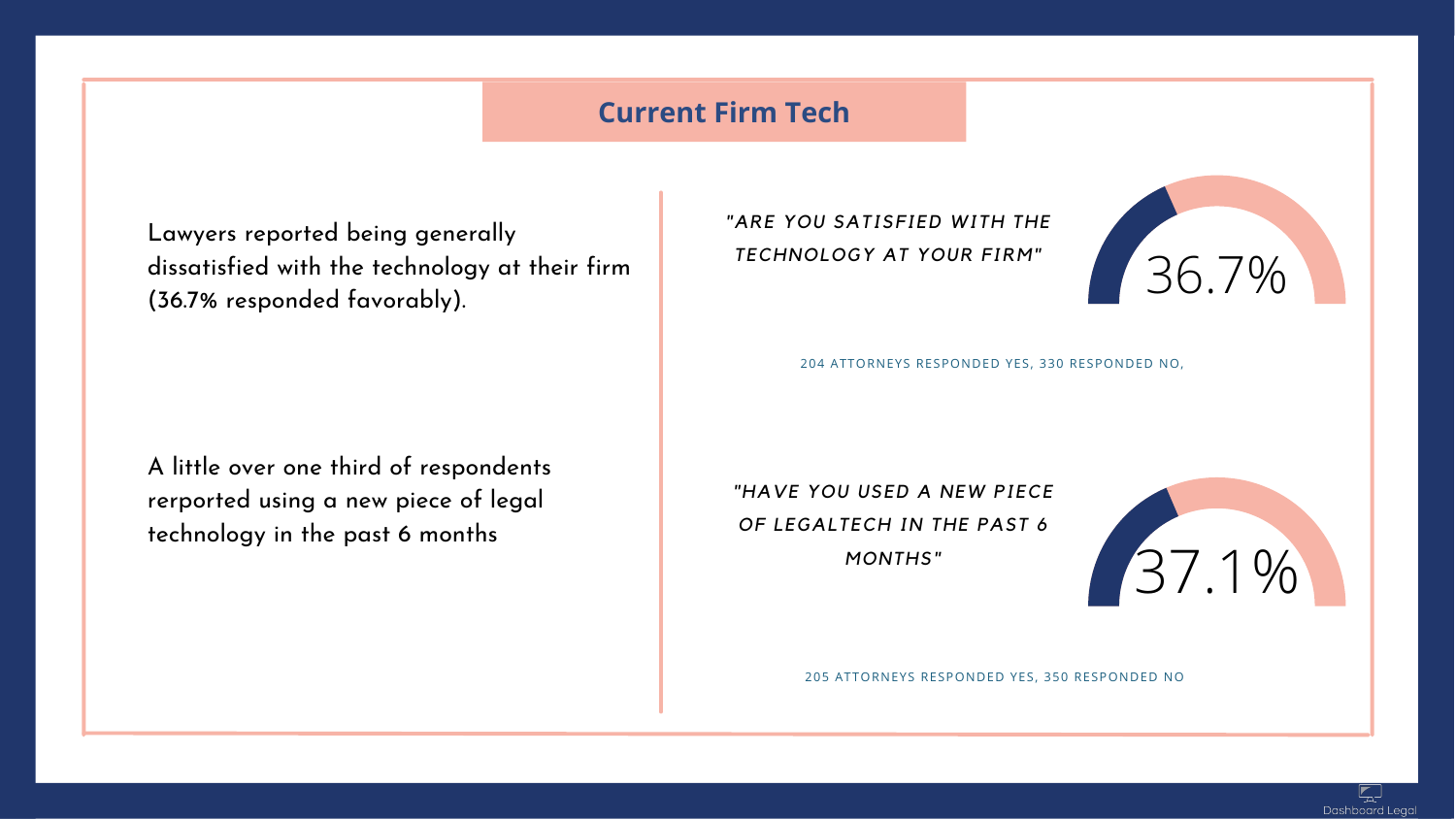## Current Firm Tech

Lawyers reported being generally dissatisfied with the technology at their firm (36.7% responded favorably).

*"ARE YOU SATISFIED WITH THE TECHNOLOGY AT YOUR FIRM"*

36.7%

204 ATTORNEYS RESPONDED YES, 330 RESPONDED NO,

A little over one third of respondents rerported using a new piece of legal technology in the past 6 months

*"HAVE YOU USED A NEW PIECE OF LEGALTECH IN THE PAST 6 MONTHS"*

37.1%

205 ATTORNEYS RESPONDED YES, 350 RESPONDED NO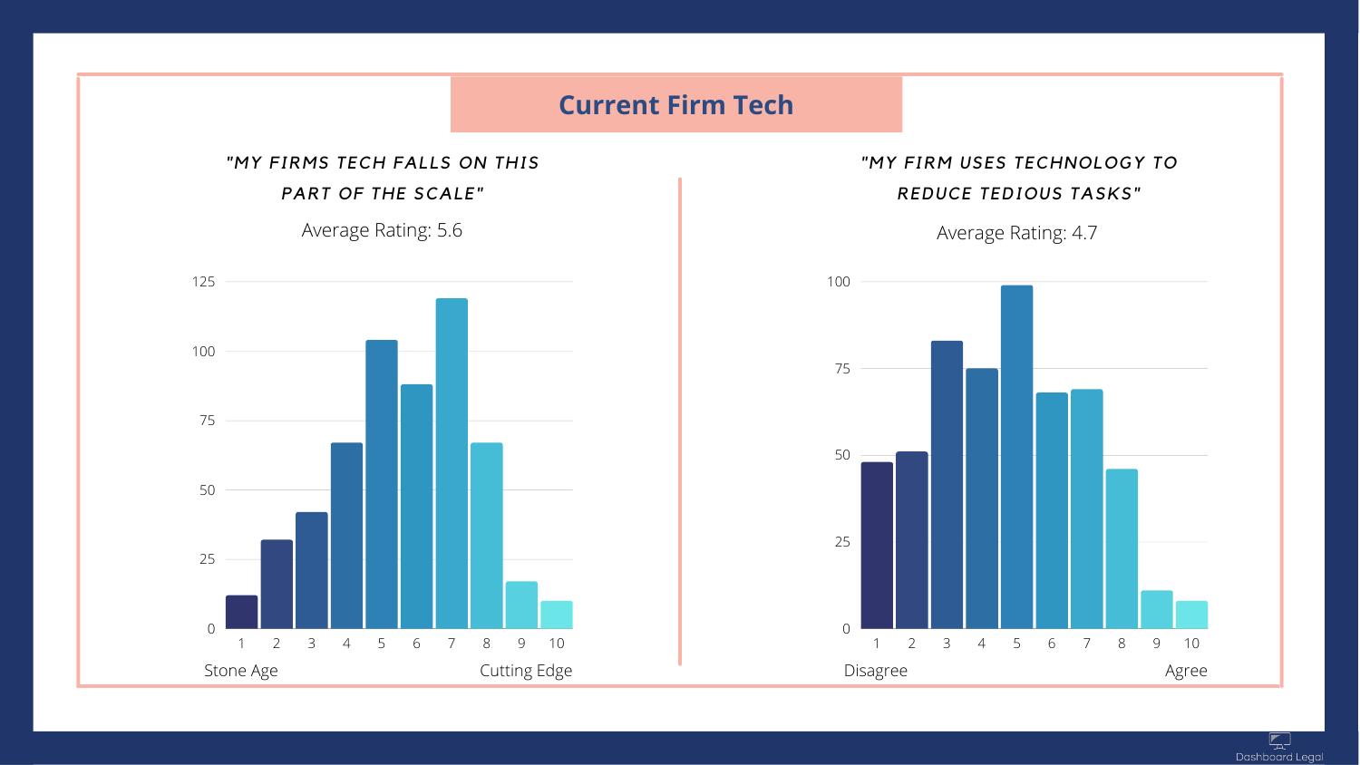# Current Firm Tech

## *"MY FIRMS TECH FALLS ON THIS PART OF THE SCALE"*

Average Rating: 5.6

125

100

75

50

25

0

1 2 3 4 5 6 7 8 9 10

Stone Age — Cutting Edge

## *"MY FIRM USES TECHNOLOGY TO REDUCE TEDIOUS TASKS"*

Average Rating: 4.7

100

75

50

25

0

1 2 3 4 5 6 7 8 9 10

Disagree — Agree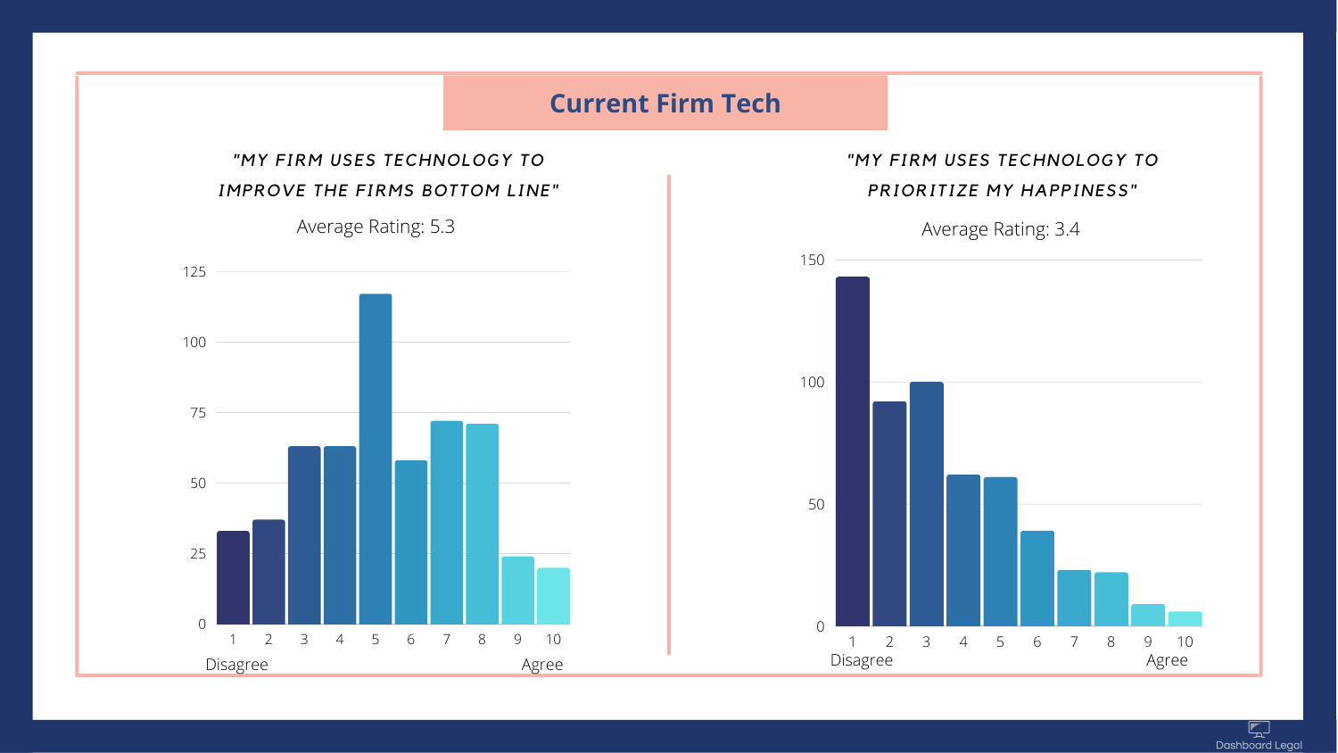# Current Firm Tech

### *"MY FIRM USES TECHNOLOGY TO IMPROVE THE FIRMS BOTTOM LINE"*

Average Rating: 5.3

125
100
75
50
25
0

1 2 3 4 5 6 7 8 9 10

Disagree — Agree

### *"MY FIRM USES TECHNOLOGY TO PRIORITIZE MY HAPPINESS"*

Average Rating: 3.4

150
100
50
0

1 2 3 4 5 6 7 8 9 10

Disagree — Agree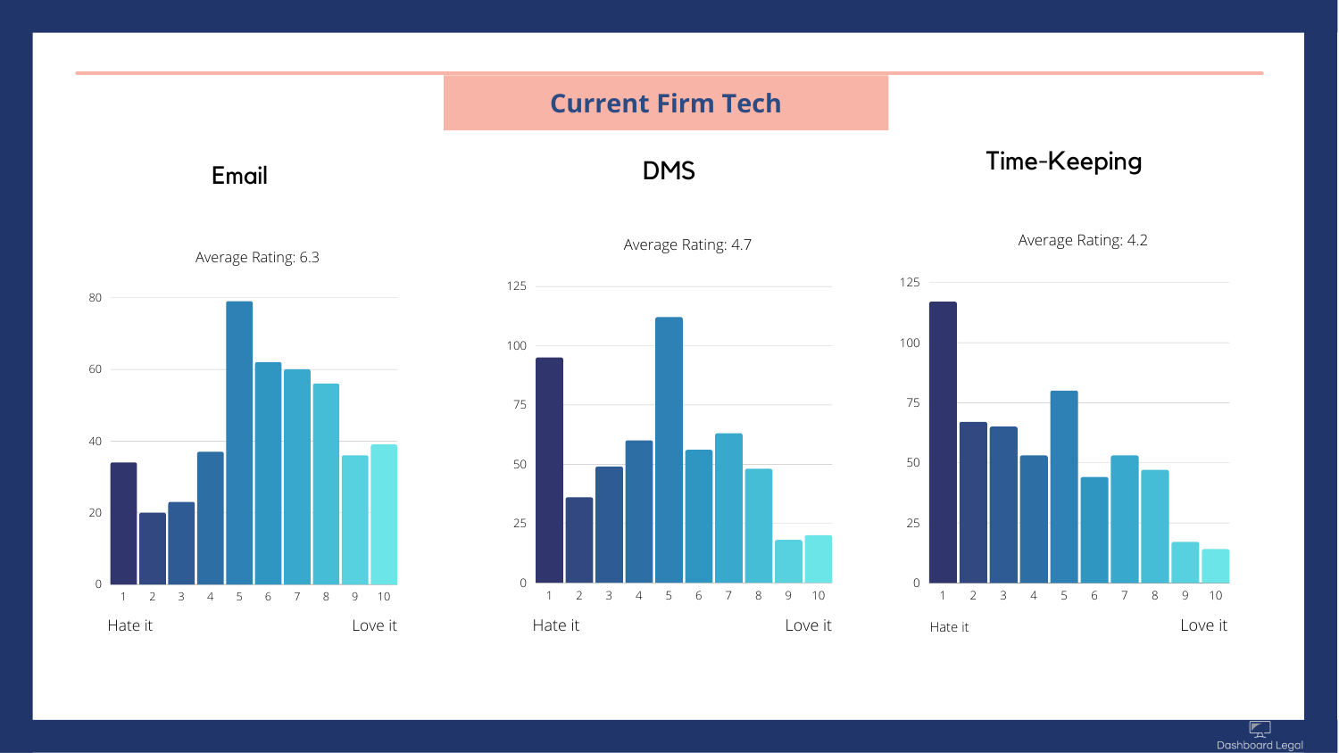# Current Firm Tech

## Email

Average Rating: 6.3

Hate it — Love it

## DMS

Average Rating: 4.7

Hate it — Love it

## Time-Keeping

Average Rating: 4.2

Hate it — Love it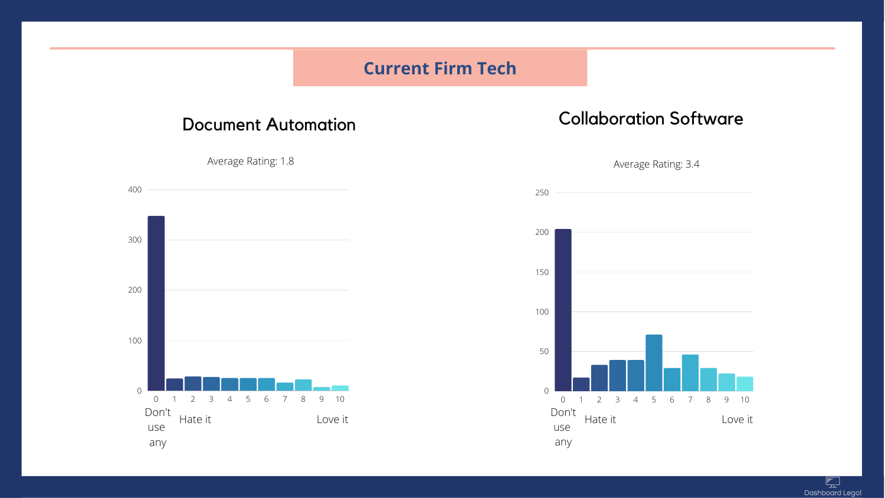# Current Firm Tech

## Document Automation

Average Rating: 1.8

Y-axis: 0, 100, 200, 300, 400

X-axis: 0 (Don't use any), 1 (Hate it), 2, 3, 4, 5, 6, 7, 8, 9, 10 (Love it)

## Collaboration Software

Average Rating: 3.4

Y-axis: 0, 50, 100, 150, 200, 250

X-axis: 0 (Don't use any), 1 (Hate it), 2, 3, 4, 5, 6, 7, 8, 9, 10 (Love it)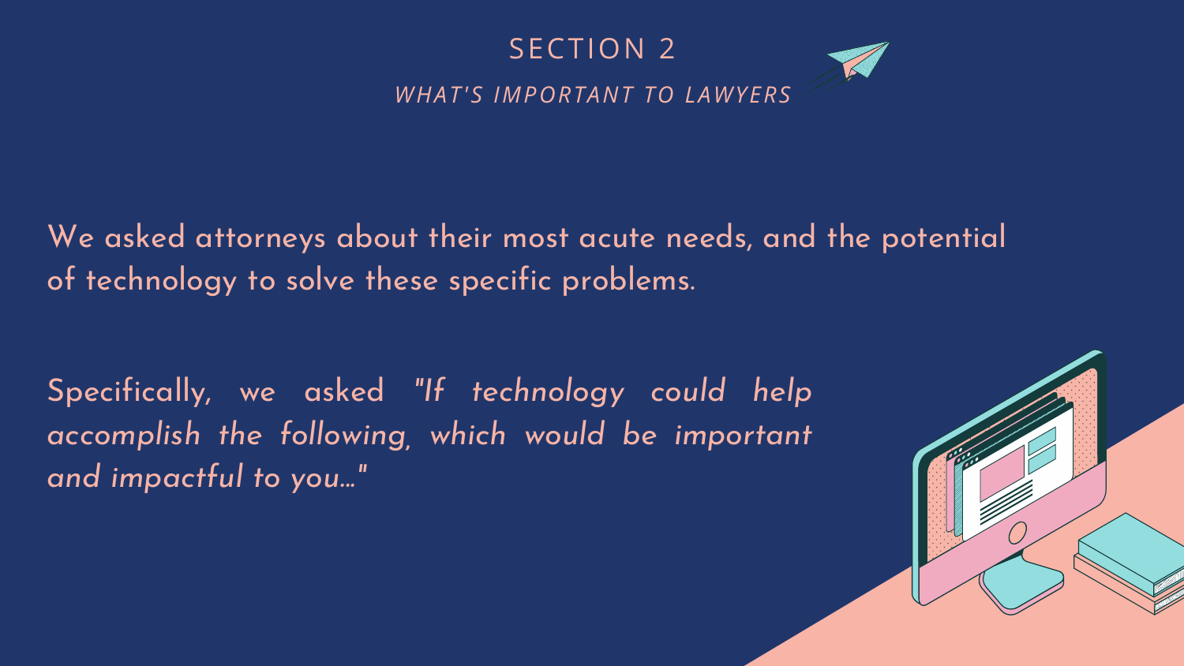# SECTION 2

## *WHAT'S IMPORTANT TO LAWYERS*

We asked attorneys about their most acute needs, and the potential of technology to solve these specific problems.

Specifically, we asked *"If technology could help accomplish the following, which would be important and impactful to you…"*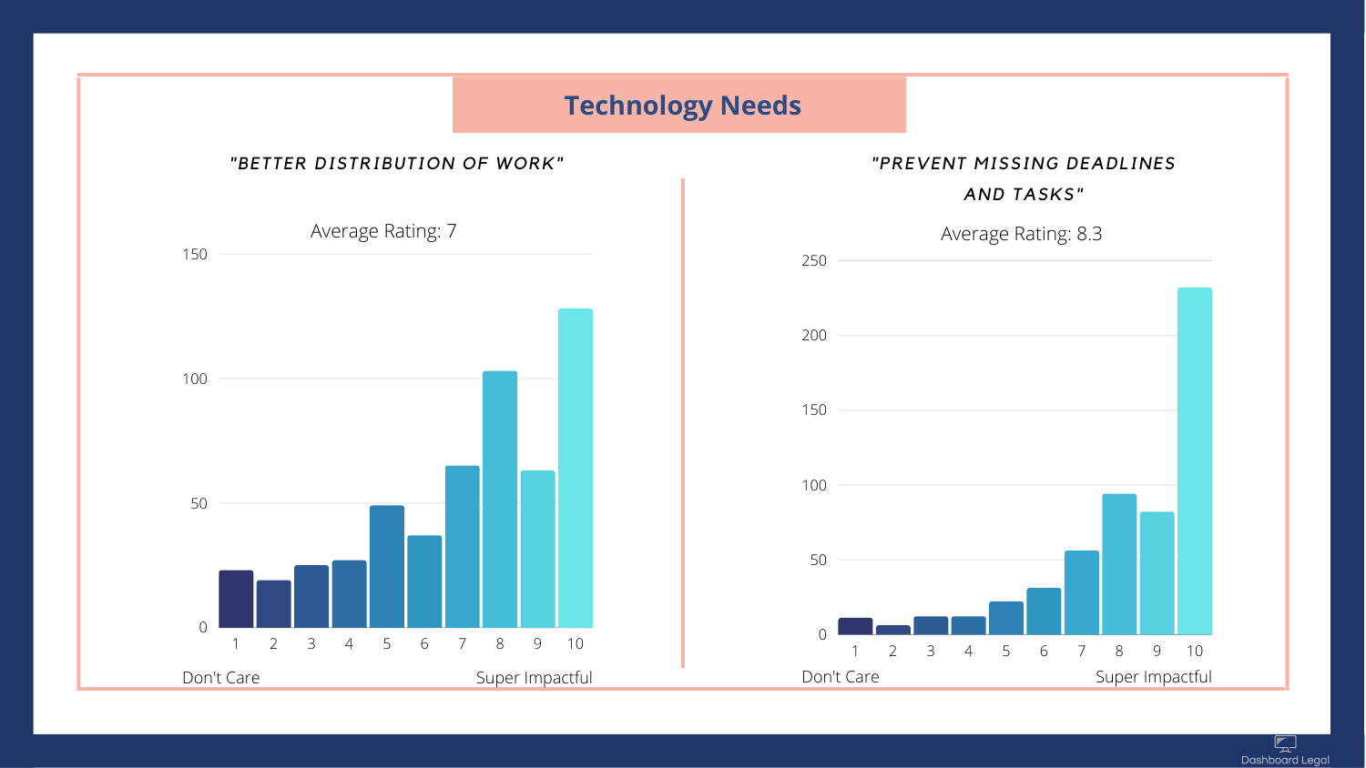# Technology Needs

## "BETTER DISTRIBUTION OF WORK"

Average Rating: 7

150

100

50

0

1 2 3 4 5 6 7 8 9 10

Don't Care — Super Impactful

## "PREVENT MISSING DEADLINES AND TASKS"

Average Rating: 8.3

250

200

150

100

50

0

1 2 3 4 5 6 7 8 9 10

Don't Care — Super Impactful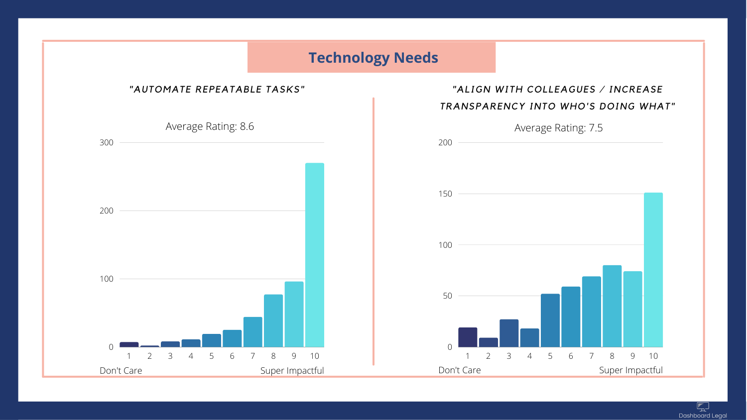# Technology Needs

### "AUTOMATE REPEATABLE TASKS"

Average Rating: 8.6

300

200

100

0

1 2 3 4 5 6 7 8 9 10

Don't Care — Super Impactful

### "ALIGN WITH COLLEAGUES / INCREASE TRANSPARENCY INTO WHO'S DOING WHAT"

Average Rating: 7.5

200

150

100

50

0

1 2 3 4 5 6 7 8 9 10

Don't Care — Super Impactful

Dashboard Legal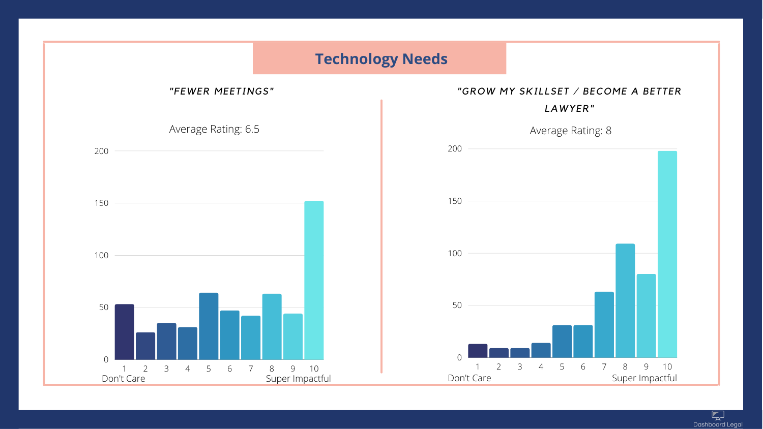# Technology Needs

### "FEWER MEETINGS"

Average Rating: 6.5

| Rating | 1 | 2 | 3 | 4 | 5 | 6 | 7 | 8 | 9 | 10 |
|---|---|---|---|---|---|---|---|---|---|---|
| Responses | 53 | 26 | 35 | 31 | 64 | 47 | 42 | 63 | 44 | 152 |

1 = Don't Care, 10 = Super Impactful

### "GROW MY SKILLSET / BECOME A BETTER LAWYER"

Average Rating: 8

| Rating | 1 | 2 | 3 | 4 | 5 | 6 | 7 | 8 | 9 | 10 |
|---|---|---|---|---|---|---|---|---|---|---|
| Responses | 13 | 9 | 9 | 14 | 31 | 31 | 63 | 109 | 80 | 198 |

1 = Don't Care, 10 = Super Impactful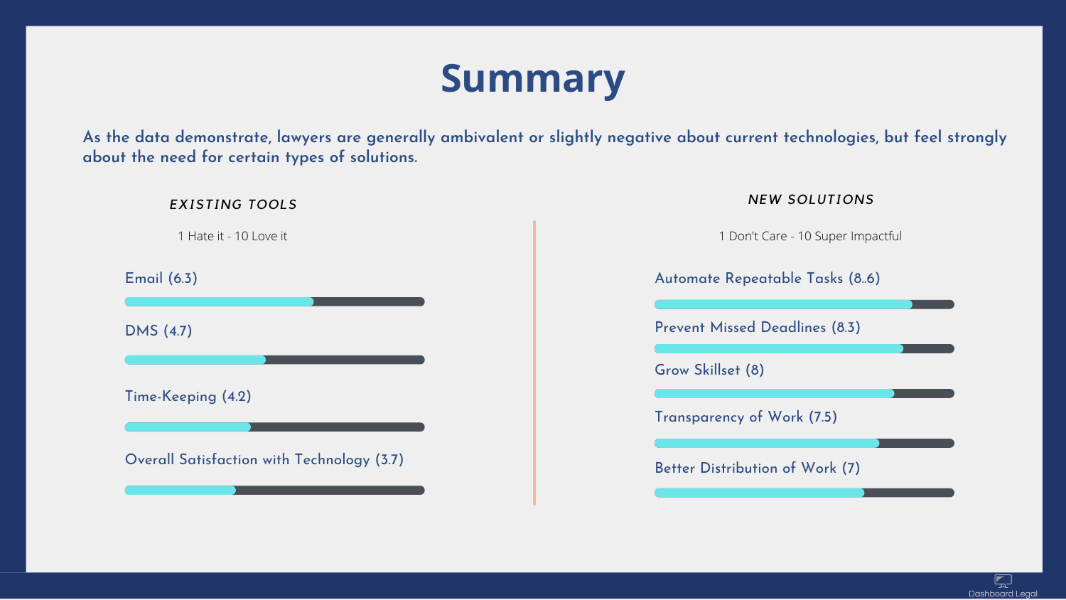# Summary

**As the data demonstrate, lawyers are generally ambivalent or slightly negative about current technologies, but feel strongly about the need for certain types of solutions.**

### *EXISTING TOOLS*

1 Hate it - 10 Love it

- Email (6.3)
- DMS (4.7)
- Time-Keeping (4.2)
- Overall Satisfaction with Technology (3.7)

### *NEW SOLUTIONS*

1 Don't Care - 10 Super Impactful

- Automate Repeatable Tasks (8..6)
- Prevent Missed Deadlines (8.3)
- Grow Skillset (8)
- Transparency of Work (7.5)
- Better Distribution of Work (7)

Dashboard Legal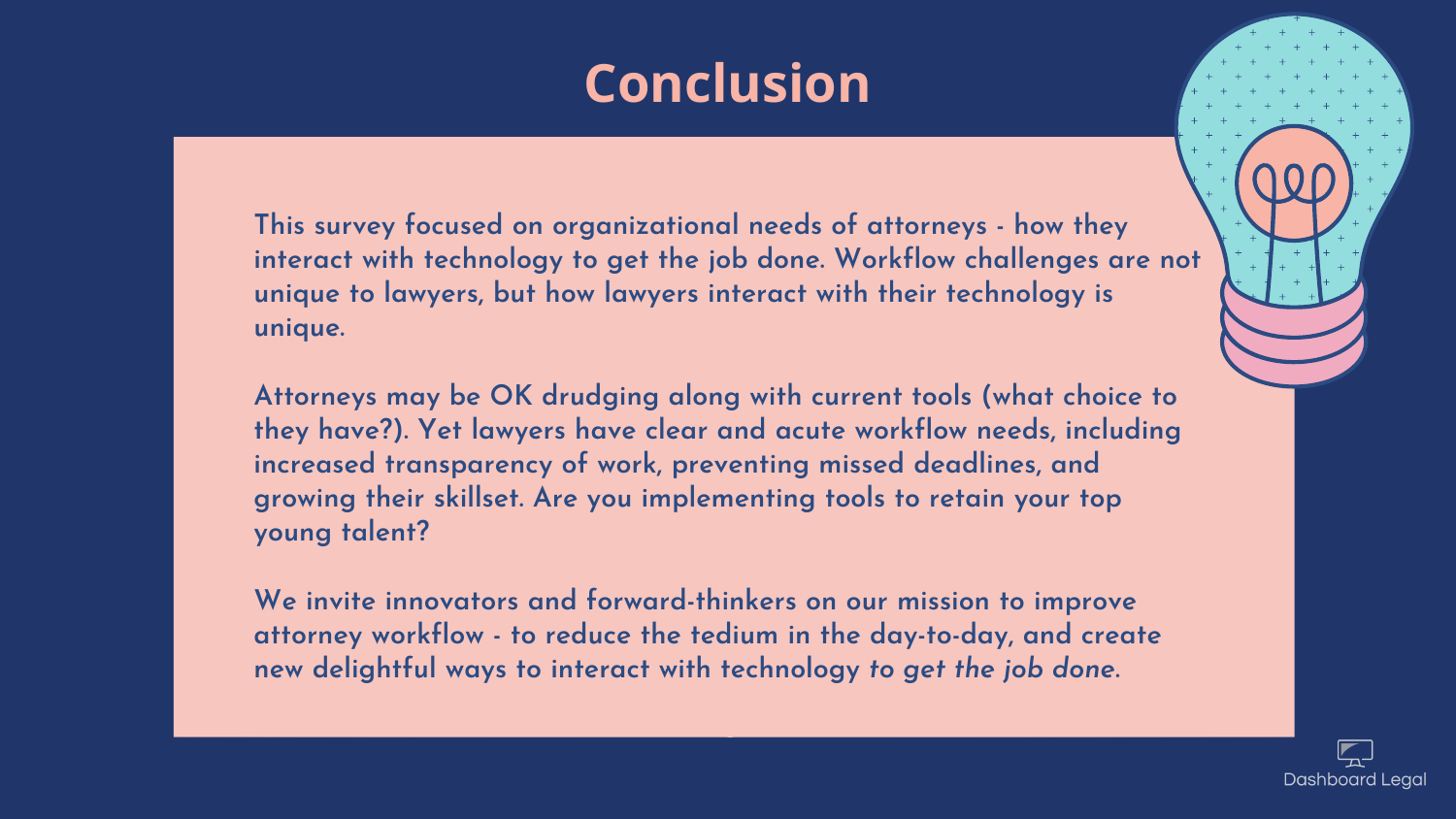# Conclusion

This survey focused on organizational needs of attorneys - how they interact with technology to get the job done. Workflow challenges are not unique to lawyers, but how lawyers interact with their technology is unique.

Attorneys may be OK drudging along with current tools (what choice to they have?). Yet lawyers have clear and acute workflow needs, including increased transparency of work, preventing missed deadlines, and growing their skillset. Are you implementing tools to retain your top young talent?

We invite innovators and forward-thinkers on our mission to improve attorney workflow - to reduce the tedium in the day-to-day, and create new delightful ways to interact with technology *to get the job done.*

Dashboard Legal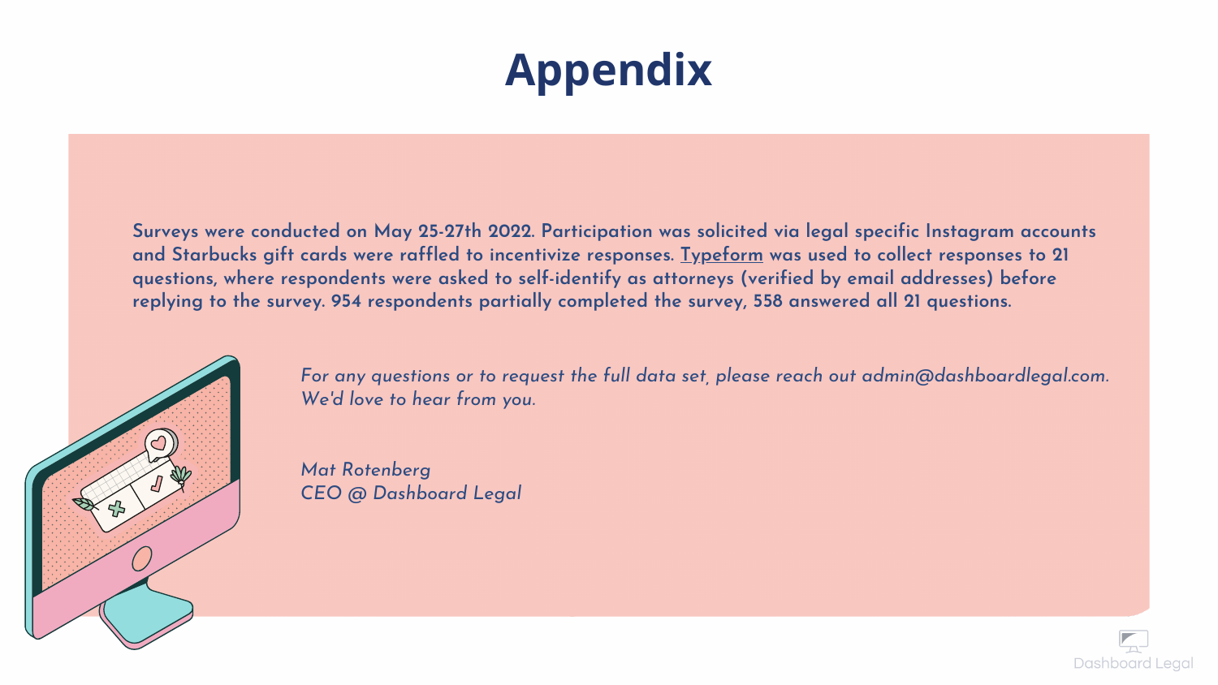# Appendix

**Surveys were conducted on May 25-27th 2022. Participation was solicited via legal specific Instagram accounts and Starbucks gift cards were raffled to incentivize responses. Typeform was used to collect responses to 21 questions, where respondents were asked to self-identify as attorneys (verified by email addresses) before replying to the survey. 954 respondents partially completed the survey, 558 answered all 21 questions.**

*For any questions or to request the full data set, please reach out admin@dashboardlegal.com. We'd love to hear from you.*

*Mat Rotenberg*
*CEO @ Dashboard Legal*